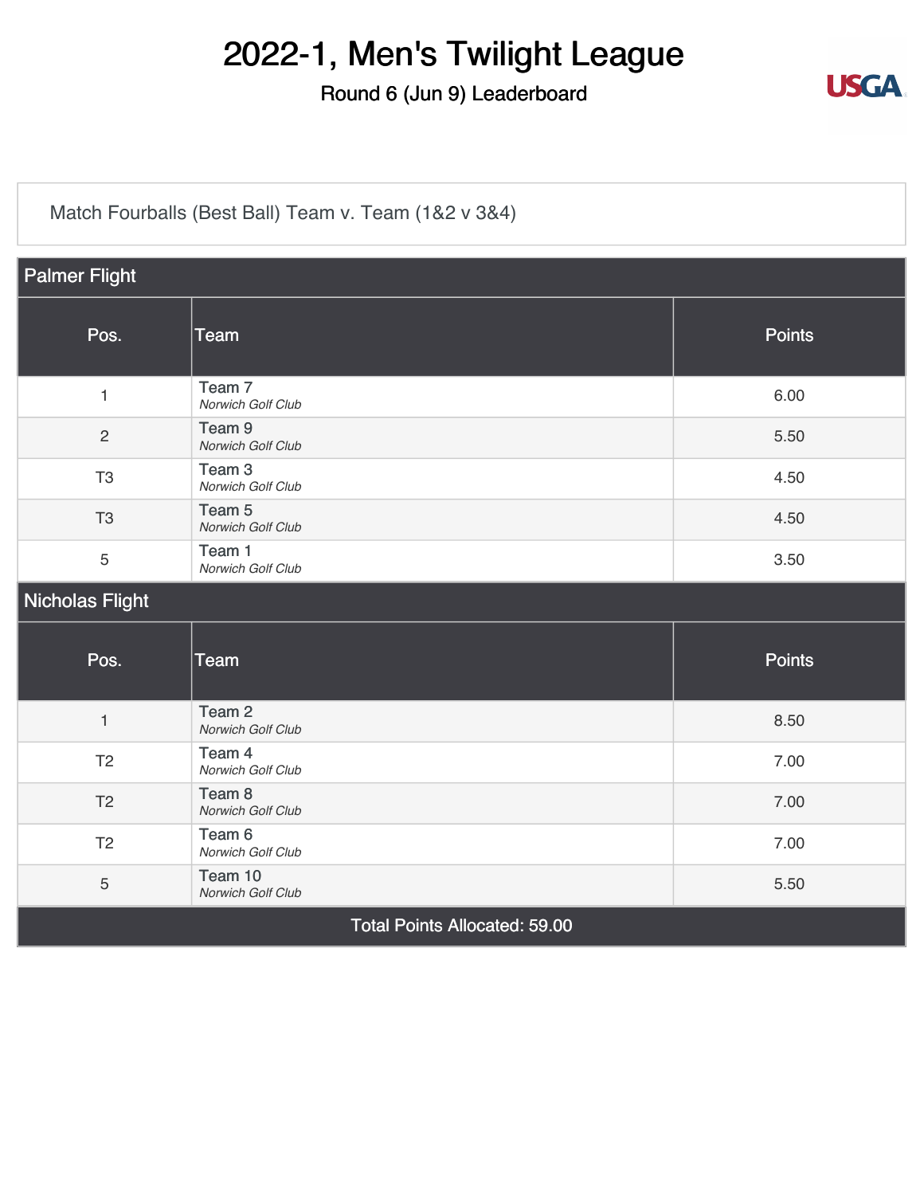# 2022-1, Men's Twilight League

## Round 6 (Jun 9) Leaderboard

Match Fourballs (Best Ball) Team v. Team (1&2 v 3&4)

### Palmer Flight

| Pos. | Team | Points |
|---|---|---|
| 1 | Team 7 *Norwich Golf Club* | 6.00 |
| 2 | Team 9 *Norwich Golf Club* | 5.50 |
| T3 | Team 3 *Norwich Golf Club* | 4.50 |
| T3 | Team 5 *Norwich Golf Club* | 4.50 |
| 5 | Team 1 *Norwich Golf Club* | 3.50 |

### Nicholas Flight

| Pos. | Team | Points |
|---|---|---|
| 1 | Team 2 *Norwich Golf Club* | 8.50 |
| T2 | Team 4 *Norwich Golf Club* | 7.00 |
| T2 | Team 8 *Norwich Golf Club* | 7.00 |
| T2 | Team 6 *Norwich Golf Club* | 7.00 |
| 5 | Team 10 *Norwich Golf Club* | 5.50 |

Total Points Allocated: 59.00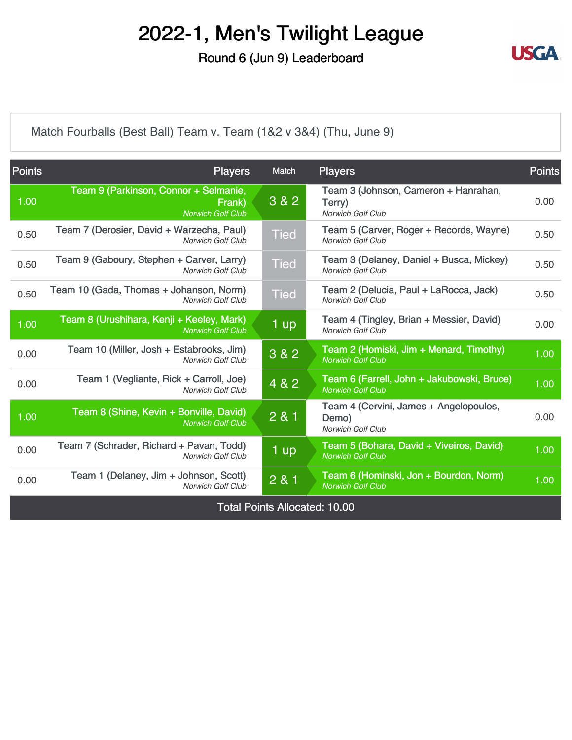# 2022-1, Men's Twilight League

## Round 6 (Jun 9) Leaderboard

Match Fourballs (Best Ball) Team v. Team (1&2 v 3&4) (Thu, June 9)

| Points | Players | Match | Players | Points |
|---|---|---|---|---|
| 1.00 | Team 9 (Parkinson, Connor + Selmanie, Frank) *Norwich Golf Club* | 3 & 2 | Team 3 (Johnson, Cameron + Hanrahan, Terry) *Norwich Golf Club* | 0.00 |
| 0.50 | Team 7 (Derosier, David + Warzecha, Paul) *Norwich Golf Club* | Tied | Team 5 (Carver, Roger + Records, Wayne) *Norwich Golf Club* | 0.50 |
| 0.50 | Team 9 (Gaboury, Stephen + Carver, Larry) *Norwich Golf Club* | Tied | Team 3 (Delaney, Daniel + Busca, Mickey) *Norwich Golf Club* | 0.50 |
| 0.50 | Team 10 (Gada, Thomas + Johanson, Norm) *Norwich Golf Club* | Tied | Team 2 (Delucia, Paul + LaRocca, Jack) *Norwich Golf Club* | 0.50 |
| 1.00 | Team 8 (Urushihara, Kenji + Keeley, Mark) *Norwich Golf Club* | 1 up | Team 4 (Tingley, Brian + Messier, David) *Norwich Golf Club* | 0.00 |
| 0.00 | Team 10 (Miller, Josh + Estabrooks, Jim) *Norwich Golf Club* | 3 & 2 | Team 2 (Homiski, Jim + Menard, Timothy) *Norwich Golf Club* | 1.00 |
| 0.00 | Team 1 (Vegliante, Rick + Carroll, Joe) *Norwich Golf Club* | 4 & 2 | Team 6 (Farrell, John + Jakubowski, Bruce) *Norwich Golf Club* | 1.00 |
| 1.00 | Team 8 (Shine, Kevin + Bonville, David) *Norwich Golf Club* | 2 & 1 | Team 4 (Cervini, James + Angelopoulos, Demo) *Norwich Golf Club* | 0.00 |
| 0.00 | Team 7 (Schrader, Richard + Pavan, Todd) *Norwich Golf Club* | 1 up | Team 5 (Bohara, David + Viveiros, David) *Norwich Golf Club* | 1.00 |
| 0.00 | Team 1 (Delaney, Jim + Johnson, Scott) *Norwich Golf Club* | 2 & 1 | Team 6 (Hominski, Jon + Bourdon, Norm) *Norwich Golf Club* | 1.00 |

Total Points Allocated: 10.00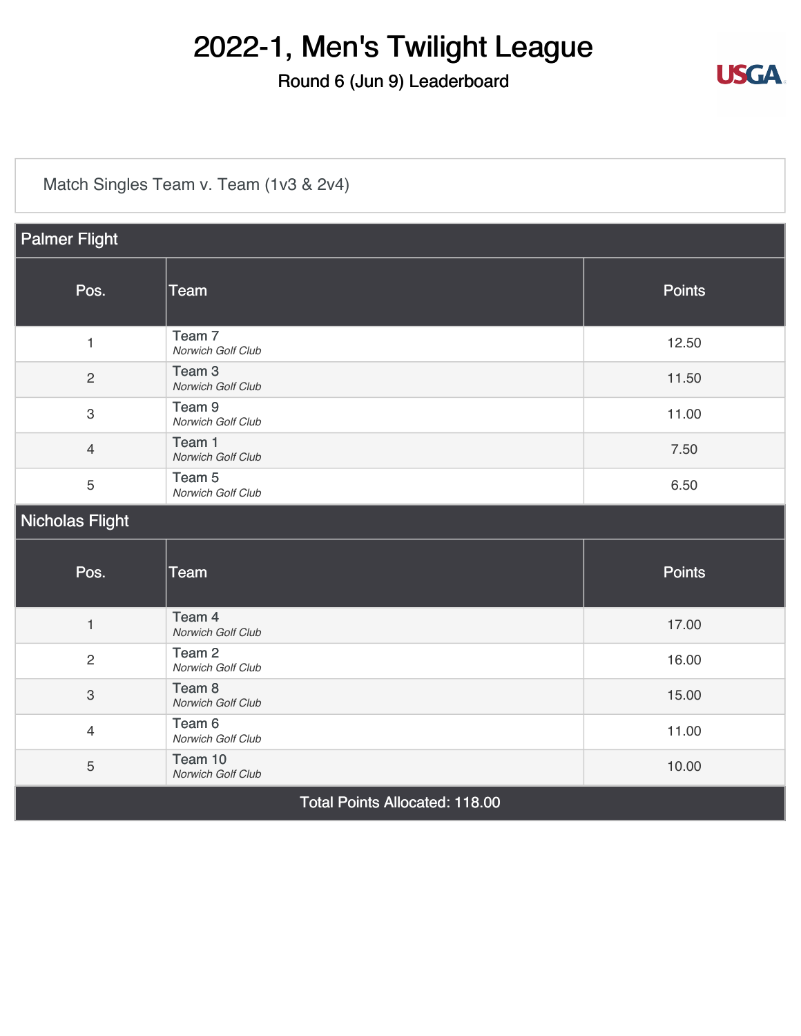# 2022-1, Men's Twilight League

Round 6 (Jun 9) Leaderboard

Match Singles Team v. Team (1v3 & 2v4)

| Palmer Flight | | |
|---|---|---|
| **Pos.** | **Team** | **Points** |
| 1 | Team 7 *Norwich Golf Club* | 12.50 |
| 2 | Team 3 *Norwich Golf Club* | 11.50 |
| 3 | Team 9 *Norwich Golf Club* | 11.00 |
| 4 | Team 1 *Norwich Golf Club* | 7.50 |
| 5 | Team 5 *Norwich Golf Club* | 6.50 |

| Nicholas Flight | | |
|---|---|---|
| **Pos.** | **Team** | **Points** |
| 1 | Team 4 *Norwich Golf Club* | 17.00 |
| 2 | Team 2 *Norwich Golf Club* | 16.00 |
| 3 | Team 8 *Norwich Golf Club* | 15.00 |
| 4 | Team 6 *Norwich Golf Club* | 11.00 |
| 5 | Team 10 *Norwich Golf Club* | 10.00 |

Total Points Allocated: 118.00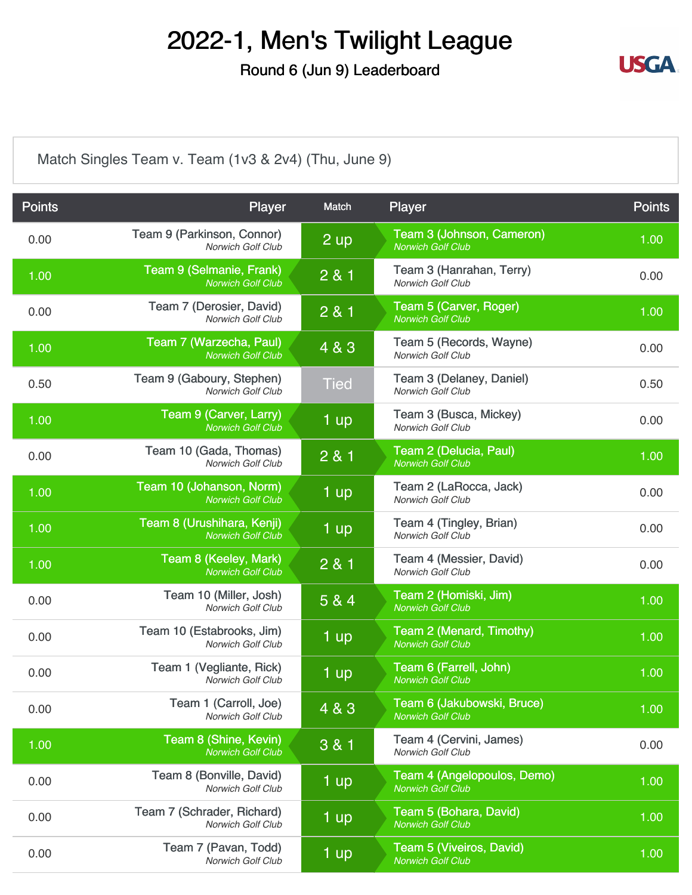# 2022-1, Men's Twilight League

## Round 6 (Jun 9) Leaderboard

Match Singles Team v. Team (1v3 & 2v4) (Thu, June 9)

| Points | Player | Match | Player | Points |
|---|---|---|---|---|
| 0.00 | Team 9 (Parkinson, Connor)<br>*Norwich Golf Club* | 2 up | Team 3 (Johnson, Cameron)<br>*Norwich Golf Club* | 1.00 |
| 1.00 | Team 9 (Selmanie, Frank)<br>*Norwich Golf Club* | 2 & 1 | Team 3 (Hanrahan, Terry)<br>*Norwich Golf Club* | 0.00 |
| 0.00 | Team 7 (Derosier, David)<br>*Norwich Golf Club* | 2 & 1 | Team 5 (Carver, Roger)<br>*Norwich Golf Club* | 1.00 |
| 1.00 | Team 7 (Warzecha, Paul)<br>*Norwich Golf Club* | 4 & 3 | Team 5 (Records, Wayne)<br>*Norwich Golf Club* | 0.00 |
| 0.50 | Team 9 (Gaboury, Stephen)<br>*Norwich Golf Club* | Tied | Team 3 (Delaney, Daniel)<br>*Norwich Golf Club* | 0.50 |
| 1.00 | Team 9 (Carver, Larry)<br>*Norwich Golf Club* | 1 up | Team 3 (Busca, Mickey)<br>*Norwich Golf Club* | 0.00 |
| 0.00 | Team 10 (Gada, Thomas)<br>*Norwich Golf Club* | 2 & 1 | Team 2 (Delucia, Paul)<br>*Norwich Golf Club* | 1.00 |
| 1.00 | Team 10 (Johanson, Norm)<br>*Norwich Golf Club* | 1 up | Team 2 (LaRocca, Jack)<br>*Norwich Golf Club* | 0.00 |
| 1.00 | Team 8 (Urushihara, Kenji)<br>*Norwich Golf Club* | 1 up | Team 4 (Tingley, Brian)<br>*Norwich Golf Club* | 0.00 |
| 1.00 | Team 8 (Keeley, Mark)<br>*Norwich Golf Club* | 2 & 1 | Team 4 (Messier, David)<br>*Norwich Golf Club* | 0.00 |
| 0.00 | Team 10 (Miller, Josh)<br>*Norwich Golf Club* | 5 & 4 | Team 2 (Homiski, Jim)<br>*Norwich Golf Club* | 1.00 |
| 0.00 | Team 10 (Estabrooks, Jim)<br>*Norwich Golf Club* | 1 up | Team 2 (Menard, Timothy)<br>*Norwich Golf Club* | 1.00 |
| 0.00 | Team 1 (Vegliante, Rick)<br>*Norwich Golf Club* | 1 up | Team 6 (Farrell, John)<br>*Norwich Golf Club* | 1.00 |
| 0.00 | Team 1 (Carroll, Joe)<br>*Norwich Golf Club* | 4 & 3 | Team 6 (Jakubowski, Bruce)<br>*Norwich Golf Club* | 1.00 |
| 1.00 | Team 8 (Shine, Kevin)<br>*Norwich Golf Club* | 3 & 1 | Team 4 (Cervini, James)<br>*Norwich Golf Club* | 0.00 |
| 0.00 | Team 8 (Bonville, David)<br>*Norwich Golf Club* | 1 up | Team 4 (Angelopoulos, Demo)<br>*Norwich Golf Club* | 1.00 |
| 0.00 | Team 7 (Schrader, Richard)<br>*Norwich Golf Club* | 1 up | Team 5 (Bohara, David)<br>*Norwich Golf Club* | 1.00 |
| 0.00 | Team 7 (Pavan, Todd)<br>*Norwich Golf Club* | 1 up | Team 5 (Viveiros, David)<br>*Norwich Golf Club* | 1.00 |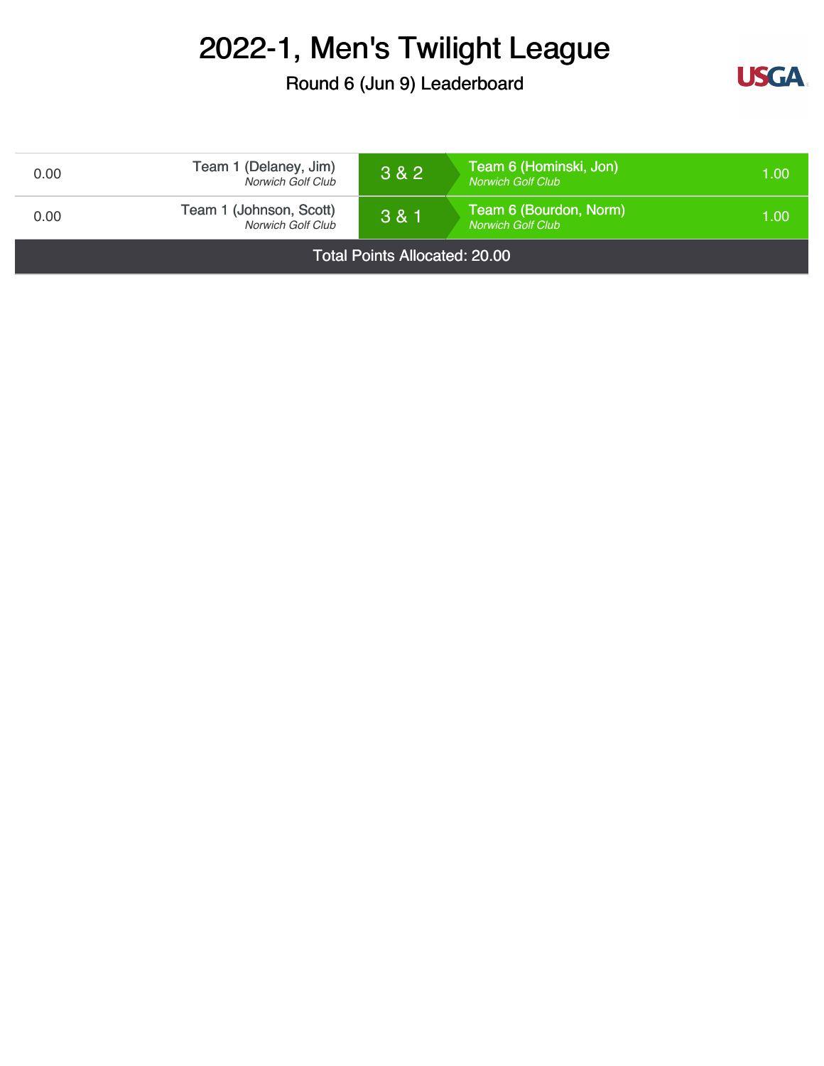# 2022-1, Men's Twilight League

Round 6 (Jun 9) Leaderboard

| Points | Team | Result | Team | Points |
|---|---|---|---|---|
| 0.00 | Team 1 (Delaney, Jim) *Norwich Golf Club* | 3 & 2 | Team 6 (Hominski, Jon) *Norwich Golf Club* | 1.00 |
| 0.00 | Team 1 (Johnson, Scott) *Norwich Golf Club* | 3 & 1 | Team 6 (Bourdon, Norm) *Norwich Golf Club* | 1.00 |

Total Points Allocated: 20.00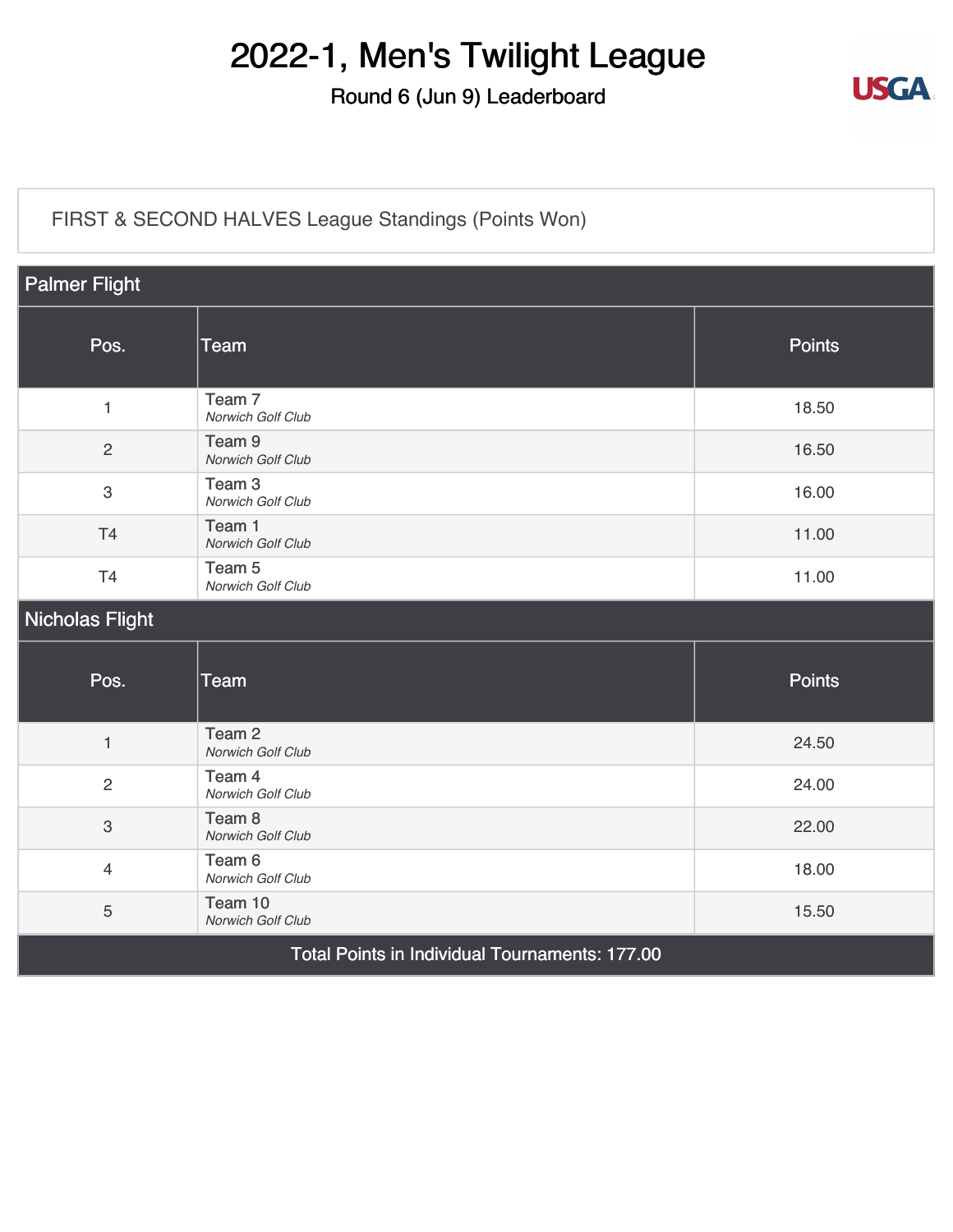# 2022-1, Men's Twilight League

## Round 6 (Jun 9) Leaderboard

FIRST & SECOND HALVES League Standings (Points Won)

| Palmer Flight | | |
|---|---|---|
| **Pos.** | **Team** | **Points** |
| 1 | Team 7 *Norwich Golf Club* | 18.50 |
| 2 | Team 9 *Norwich Golf Club* | 16.50 |
| 3 | Team 3 *Norwich Golf Club* | 16.00 |
| T4 | Team 1 *Norwich Golf Club* | 11.00 |
| T4 | Team 5 *Norwich Golf Club* | 11.00 |

| Nicholas Flight | | |
|---|---|---|
| **Pos.** | **Team** | **Points** |
| 1 | Team 2 *Norwich Golf Club* | 24.50 |
| 2 | Team 4 *Norwich Golf Club* | 24.00 |
| 3 | Team 8 *Norwich Golf Club* | 22.00 |
| 4 | Team 6 *Norwich Golf Club* | 18.00 |
| 5 | Team 10 *Norwich Golf Club* | 15.50 |

Total Points in Individual Tournaments: 177.00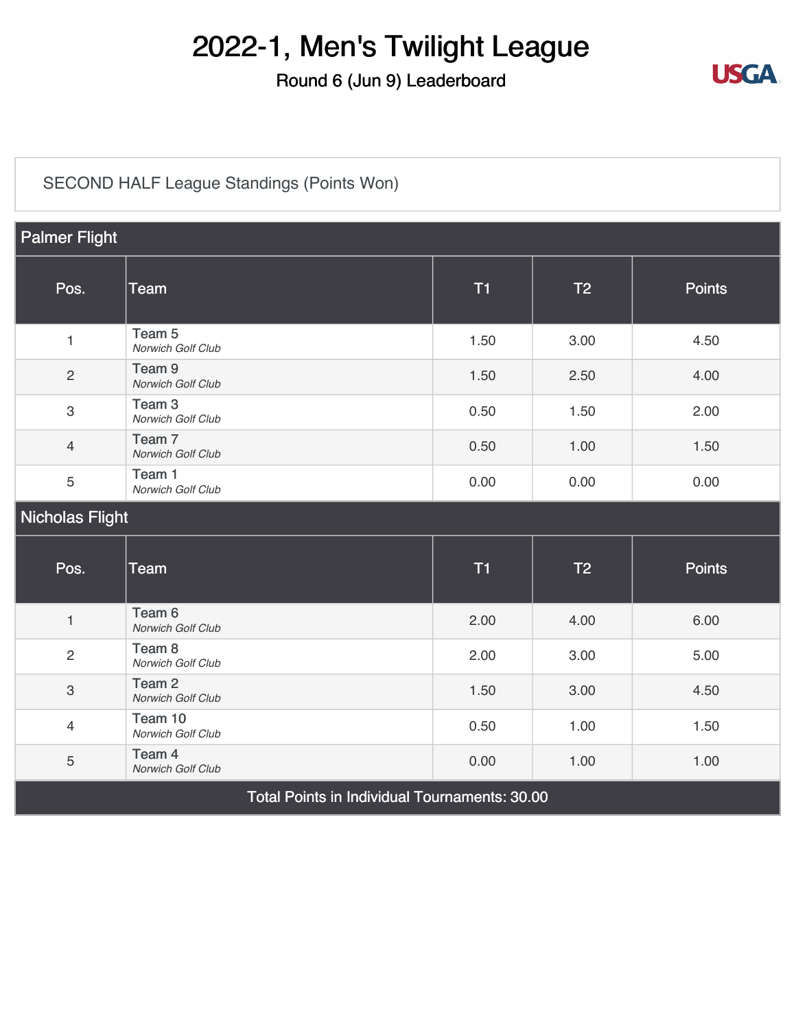# 2022-1, Men's Twilight League

## Round 6 (Jun 9) Leaderboard

SECOND HALF League Standings (Points Won)

### Palmer Flight

| Pos. | Team | T1 | T2 | Points |
|---|---|---|---|---|
| 1 | Team 5<br>*Norwich Golf Club* | 1.50 | 3.00 | 4.50 |
| 2 | Team 9<br>*Norwich Golf Club* | 1.50 | 2.50 | 4.00 |
| 3 | Team 3<br>*Norwich Golf Club* | 0.50 | 1.50 | 2.00 |
| 4 | Team 7<br>*Norwich Golf Club* | 0.50 | 1.00 | 1.50 |
| 5 | Team 1<br>*Norwich Golf Club* | 0.00 | 0.00 | 0.00 |

### Nicholas Flight

| Pos. | Team | T1 | T2 | Points |
|---|---|---|---|---|
| 1 | Team 6<br>*Norwich Golf Club* | 2.00 | 4.00 | 6.00 |
| 2 | Team 8<br>*Norwich Golf Club* | 2.00 | 3.00 | 5.00 |
| 3 | Team 2<br>*Norwich Golf Club* | 1.50 | 3.00 | 4.50 |
| 4 | Team 10<br>*Norwich Golf Club* | 0.50 | 1.00 | 1.50 |
| 5 | Team 4<br>*Norwich Golf Club* | 0.00 | 1.00 | 1.00 |

Total Points in Individual Tournaments: 30.00